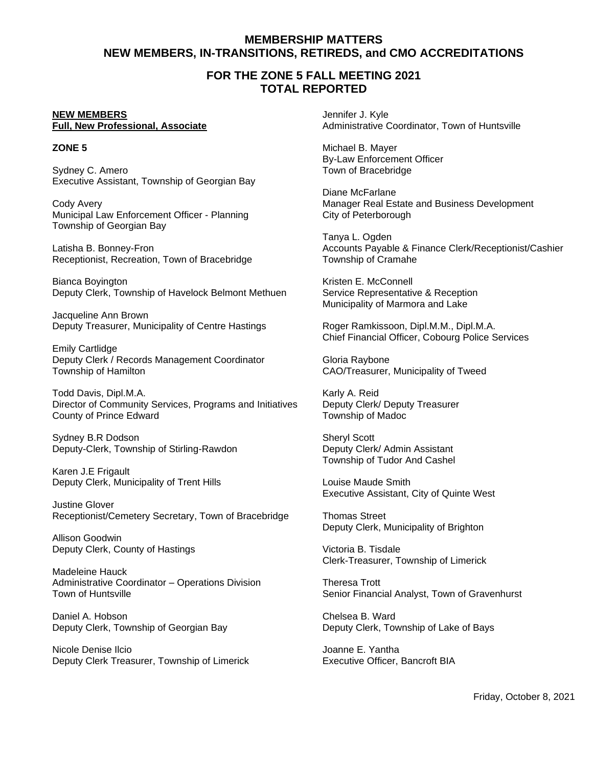## MEMBERSHIP MATTERS
## NEW MEMBERS, IN-TRANSITIONS, RETIREDS, and CMO ACCREDITATIONS

## FOR THE ZONE 5 FALL MEETING 2021
## TOTAL REPORTED

**NEW MEMBERS**
**Full, New Professional, Associate**

**ZONE 5**

Sydney C. Amero
Executive Assistant, Township of Georgian Bay

Cody Avery
Municipal Law Enforcement Officer - Planning
Township of Georgian Bay

Latisha B. Bonney-Fron
Receptionist, Recreation, Town of Bracebridge

Bianca Boyington
Deputy Clerk, Township of Havelock Belmont Methuen

Jacqueline Ann Brown
Deputy Treasurer, Municipality of Centre Hastings

Emily Cartlidge
Deputy Clerk / Records Management Coordinator
Township of Hamilton

Todd Davis, Dipl.M.A.
Director of Community Services, Programs and Initiatives
County of Prince Edward

Sydney B.R Dodson
Deputy-Clerk, Township of Stirling-Rawdon

Karen J.E Frigault
Deputy Clerk, Municipality of Trent Hills

Justine Glover
Receptionist/Cemetery Secretary, Town of Bracebridge

Allison Goodwin
Deputy Clerk, County of Hastings

Madeleine Hauck
Administrative Coordinator – Operations Division
Town of Huntsville

Daniel A. Hobson
Deputy Clerk, Township of Georgian Bay

Nicole Denise Ilcio
Deputy Clerk Treasurer, Township of Limerick

Jennifer J. Kyle
Administrative Coordinator, Town of Huntsville

Michael B. Mayer
By-Law Enforcement Officer
Town of Bracebridge

Diane McFarlane
Manager Real Estate and Business Development
City of Peterborough

Tanya L. Ogden
Accounts Payable & Finance Clerk/Receptionist/Cashier
Township of Cramahe

Kristen E. McConnell
Service Representative & Reception
Municipality of Marmora and Lake

Roger Ramkissoon, Dipl.M.M., Dipl.M.A.
Chief Financial Officer, Cobourg Police Services

Gloria Raybone
CAO/Treasurer, Municipality of Tweed

Karly A. Reid
Deputy Clerk/ Deputy Treasurer
Township of Madoc

Sheryl Scott
Deputy Clerk/ Admin Assistant
Township of Tudor And Cashel

Louise Maude Smith
Executive Assistant, City of Quinte West

Thomas Street
Deputy Clerk, Municipality of Brighton

Victoria B. Tisdale
Clerk-Treasurer, Township of Limerick

Theresa Trott
Senior Financial Analyst, Town of Gravenhurst

Chelsea B. Ward
Deputy Clerk, Township of Lake of Bays

Joanne E. Yantha
Executive Officer, Bancroft BIA

Friday, October 8, 2021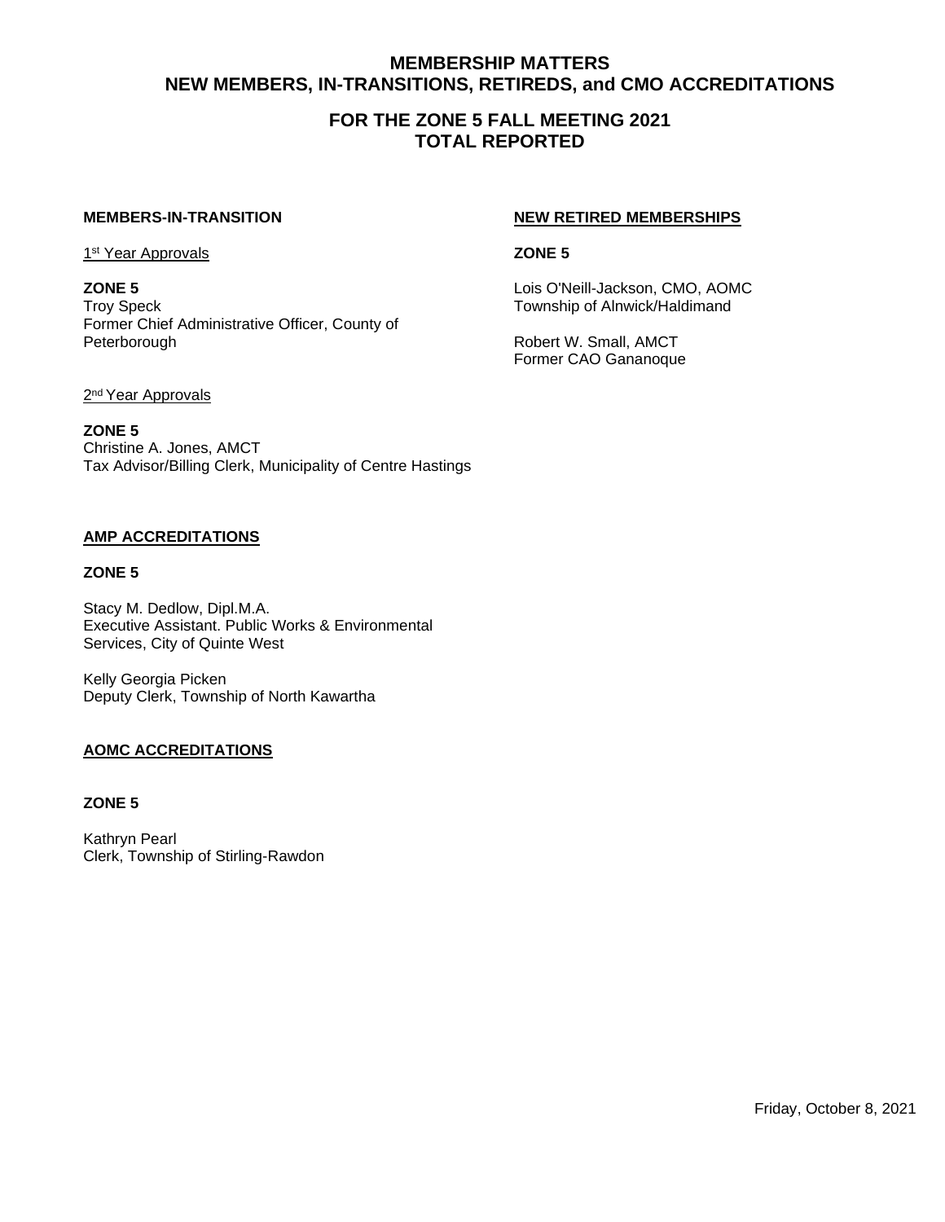# MEMBERSHIP MATTERS
# NEW MEMBERS, IN-TRANSITIONS, RETIREDS, and CMO ACCREDITATIONS

## FOR THE ZONE 5 FALL MEETING 2021
## TOTAL REPORTED

**MEMBERS-IN-TRANSITION**

1st Year Approvals

**ZONE 5**
Troy Speck
Former Chief Administrative Officer, County of Peterborough

2nd Year Approvals

**ZONE 5**
Christine A. Jones, AMCT
Tax Advisor/Billing Clerk, Municipality of Centre Hastings

**NEW RETIRED MEMBERSHIPS**

**ZONE 5**

Lois O'Neill-Jackson, CMO, AOMC
Township of Alnwick/Haldimand

Robert W. Small, AMCT
Former CAO Gananoque

**AMP ACCREDITATIONS**

**ZONE 5**

Stacy M. Dedlow, Dipl.M.A.
Executive Assistant. Public Works & Environmental Services, City of Quinte West

Kelly Georgia Picken
Deputy Clerk, Township of North Kawartha

**AOMC ACCREDITATIONS**

**ZONE 5**

Kathryn Pearl
Clerk, Township of Stirling-Rawdon

Friday, October 8, 2021